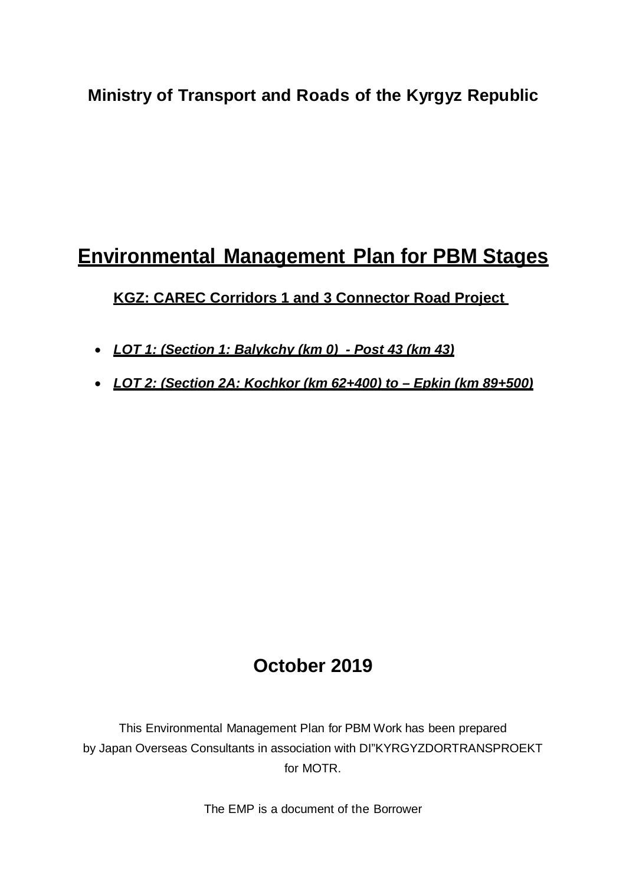**Ministry of Transport and Roads of the Kyrgyz Republic**

# Environmental Management Plan for PBM Stages

## KGZ: CAREC Corridors 1 and 3 Connector Road Project

- ***LOT 1: (Section 1: Balykchy (km 0) - Post 43 (km 43)***
- ***LOT 2: (Section 2A: Kochkor (km 62+400) to – Epkin (km 89+500)***

**October 2019**

This Environmental Management Plan for PBM Work has been prepared by Japan Overseas Consultants in association with DI"KYRGYZDORTRANSPROEKT for MOTR.

The EMP is a document of the Borrower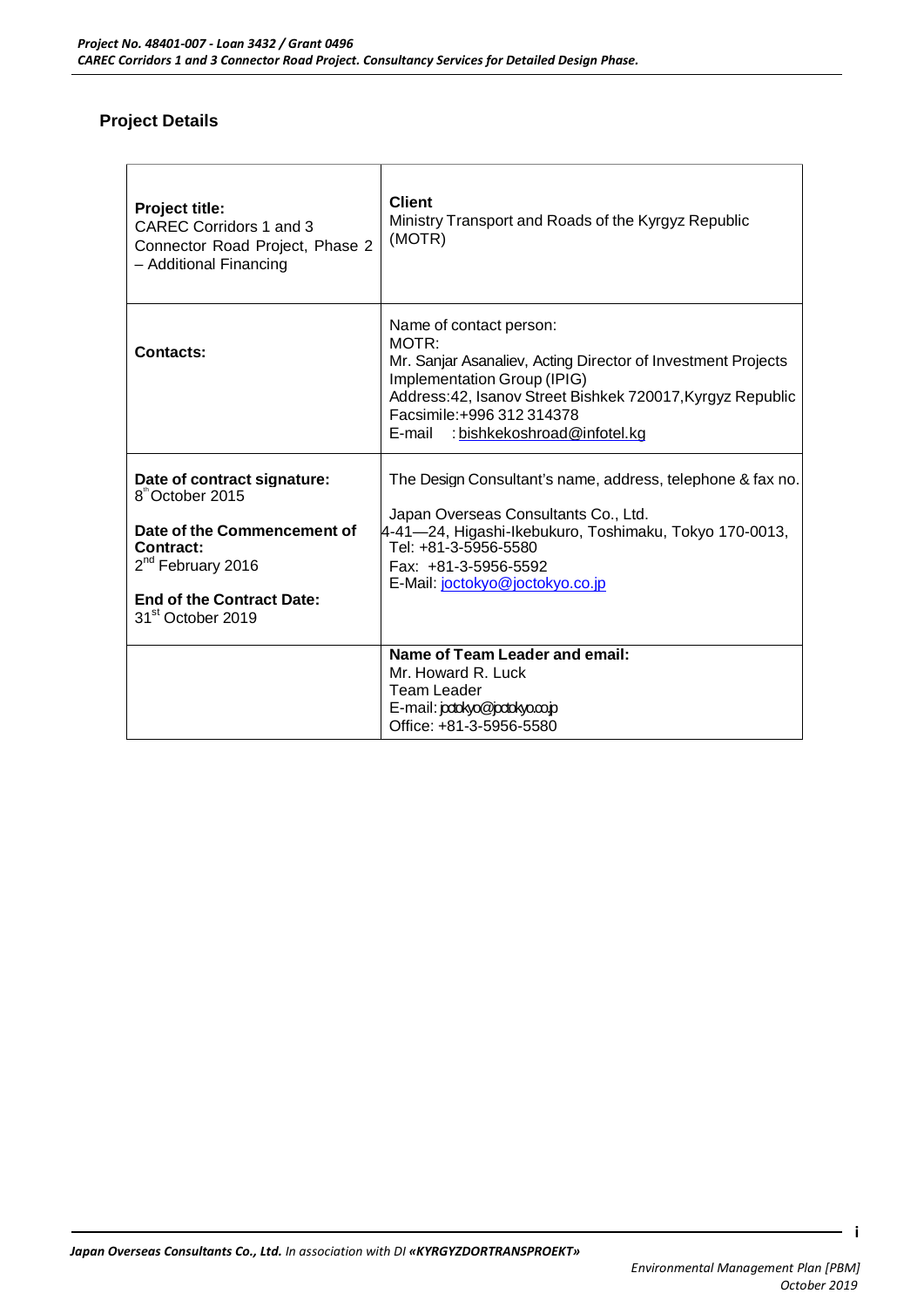## Project Details

| **Project title:** CAREC Corridors 1 and 3 Connector Road Project, Phase 2 – Additional Financing | **Client** Ministry Transport and Roads of the Kyrgyz Republic (MOTR) |
|---|---|
| **Contacts:** | Name of contact person: MOTR: Mr. Sanjar Asanaliev, Acting Director of Investment Projects Implementation Group (IPIG) Address:42, Isanov Street Bishkek 720017,Kyrgyz Republic Facsimile:+996 312 314378 E-mail : bishkekoshroad@infotel.kg |
| **Date of contract signature:** 8th October 2015 **Date of the Commencement of Contract:** 2nd February 2016 **End of the Contract Date:** 31st October 2019 | The Design Consultant's name, address, telephone & fax no. Japan Overseas Consultants Co., Ltd. 4-41—24, Higashi-Ikebukuro, Toshimaku, Tokyo 170-0013, Tel: +81-3-5956-5580 Fax: +81-3-5956-5592 E-Mail: joctokyo@joctokyo.co.jp |
| | **Name of Team Leader and email:** Mr. Howard R. Luck Team Leader E-mail: joctokyo@joctokyo.co.jp Office: +81-3-5956-5580 |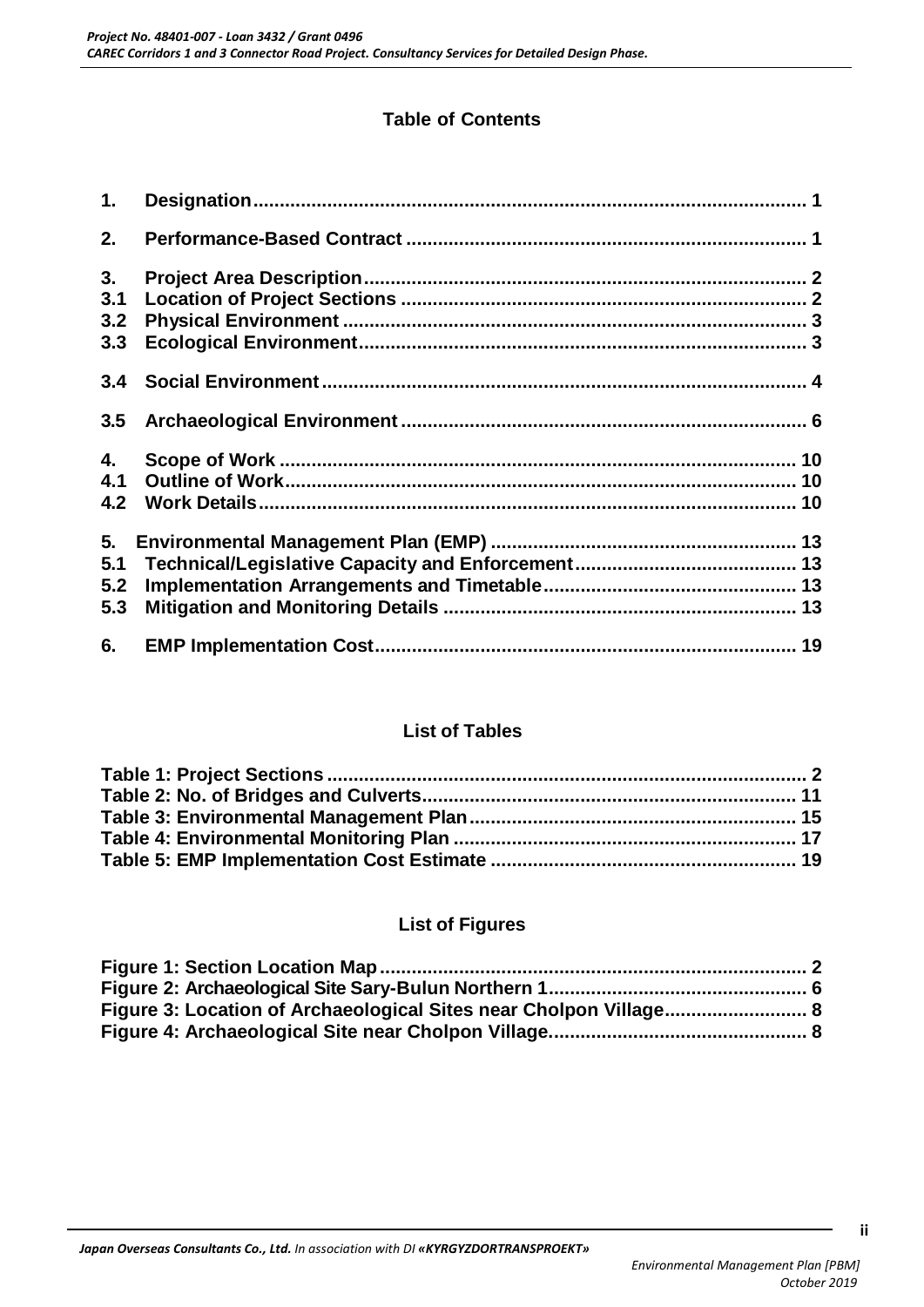# Table of Contents

| | | |
|---|---|---|
| 1. | Designation | 1 |
| 2. | Performance-Based Contract | 1 |
| 3. | Project Area Description | 2 |
| 3.1 | Location of Project Sections | 2 |
| 3.2 | Physical Environment | 3 |
| 3.3 | Ecological Environment | 3 |
| 3.4 | Social Environment | 4 |
| 3.5 | Archaeological Environment | 6 |
| 4. | Scope of Work | 10 |
| 4.1 | Outline of Work | 10 |
| 4.2 | Work Details | 10 |
| 5. | Environmental Management Plan (EMP) | 13 |
| 5.1 | Technical/Legislative Capacity and Enforcement | 13 |
| 5.2 | Implementation Arrangements and Timetable | 13 |
| 5.3 | Mitigation and Monitoring Details | 13 |
| 6. | EMP Implementation Cost | 19 |

## List of Tables

| | |
|---|---|
| Table 1: Project Sections | 2 |
| Table 2: No. of Bridges and Culverts | 11 |
| Table 3: Environmental Management Plan | 15 |
| Table 4: Environmental Monitoring Plan | 17 |
| Table 5: EMP Implementation Cost Estimate | 19 |

## List of Figures

| | |
|---|---|
| Figure 1: Section Location Map | 2 |
| Figure 2: Archaeological Site Sary-Bulun Northern 1 | 6 |
| Figure 3: Location of Archaeological Sites near Cholpon Village | 8 |
| Figure 4: Archaeological Site near Cholpon Village | 8 |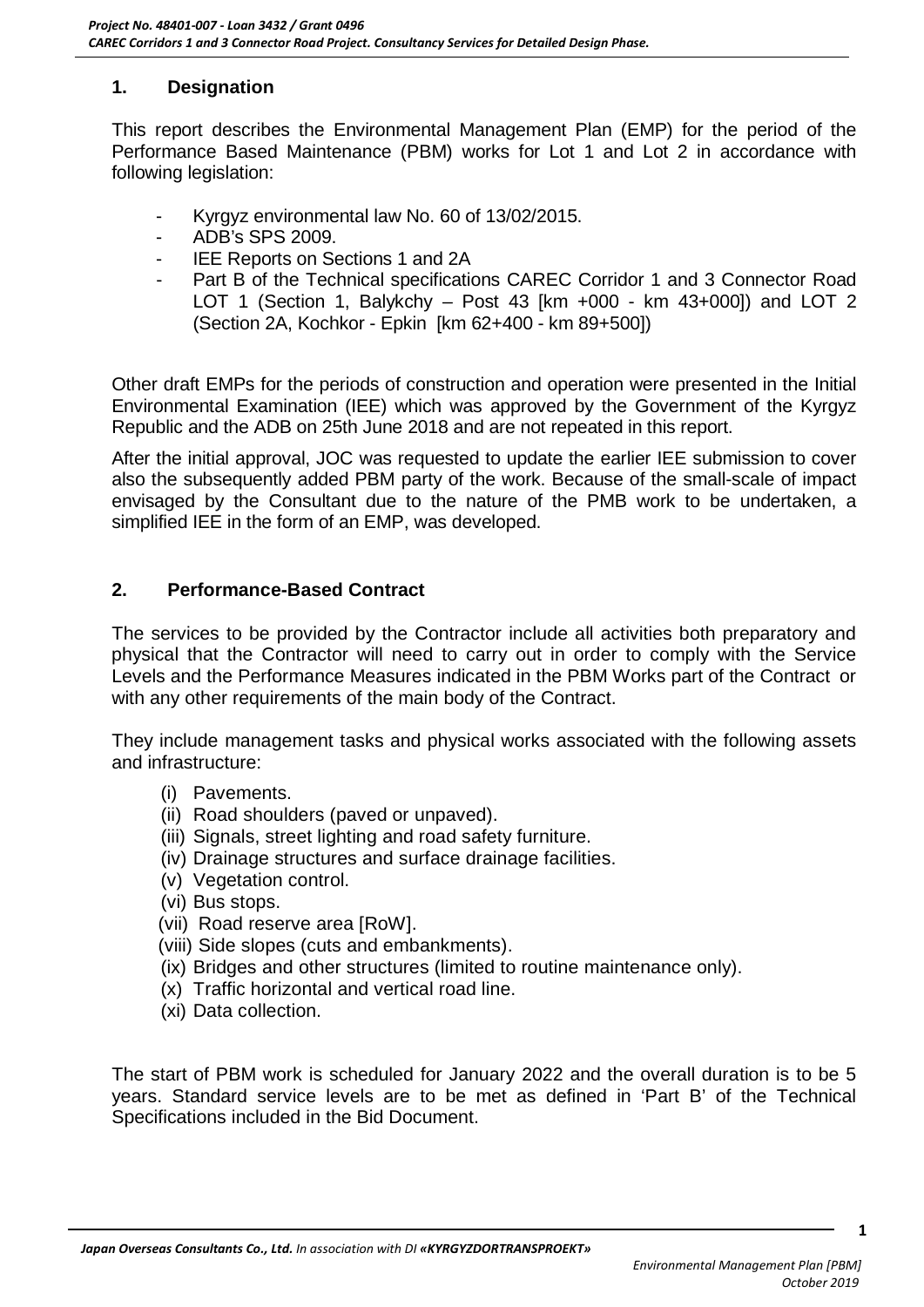## 1. Designation

This report describes the Environmental Management Plan (EMP) for the period of the Performance Based Maintenance (PBM) works for Lot 1 and Lot 2 in accordance with following legislation:

- Kyrgyz environmental law No. 60 of 13/02/2015.
- ADB's SPS 2009.
- IEE Reports on Sections 1 and 2A
- Part B of the Technical specifications CAREC Corridor 1 and 3 Connector Road LOT 1 (Section 1, Balykchy – Post 43 [km +000 - km 43+000]) and LOT 2 (Section 2A, Kochkor - Epkin [km 62+400 - km 89+500])

Other draft EMPs for the periods of construction and operation were presented in the Initial Environmental Examination (IEE) which was approved by the Government of the Kyrgyz Republic and the ADB on 25th June 2018 and are not repeated in this report.

After the initial approval, JOC was requested to update the earlier IEE submission to cover also the subsequently added PBM party of the work. Because of the small-scale of impact envisaged by the Consultant due to the nature of the PMB work to be undertaken, a simplified IEE in the form of an EMP, was developed.

## 2. Performance-Based Contract

The services to be provided by the Contractor include all activities both preparatory and physical that the Contractor will need to carry out in order to comply with the Service Levels and the Performance Measures indicated in the PBM Works part of the Contract or with any other requirements of the main body of the Contract.

They include management tasks and physical works associated with the following assets and infrastructure:

(i) Pavements.
(ii) Road shoulders (paved or unpaved).
(iii) Signals, street lighting and road safety furniture.
(iv) Drainage structures and surface drainage facilities.
(v) Vegetation control.
(vi) Bus stops.
(vii) Road reserve area [RoW].
(viii) Side slopes (cuts and embankments).
(ix) Bridges and other structures (limited to routine maintenance only).
(x) Traffic horizontal and vertical road line.
(xi) Data collection.

The start of PBM work is scheduled for January 2022 and the overall duration is to be 5 years. Standard service levels are to be met as defined in 'Part B' of the Technical Specifications included in the Bid Document.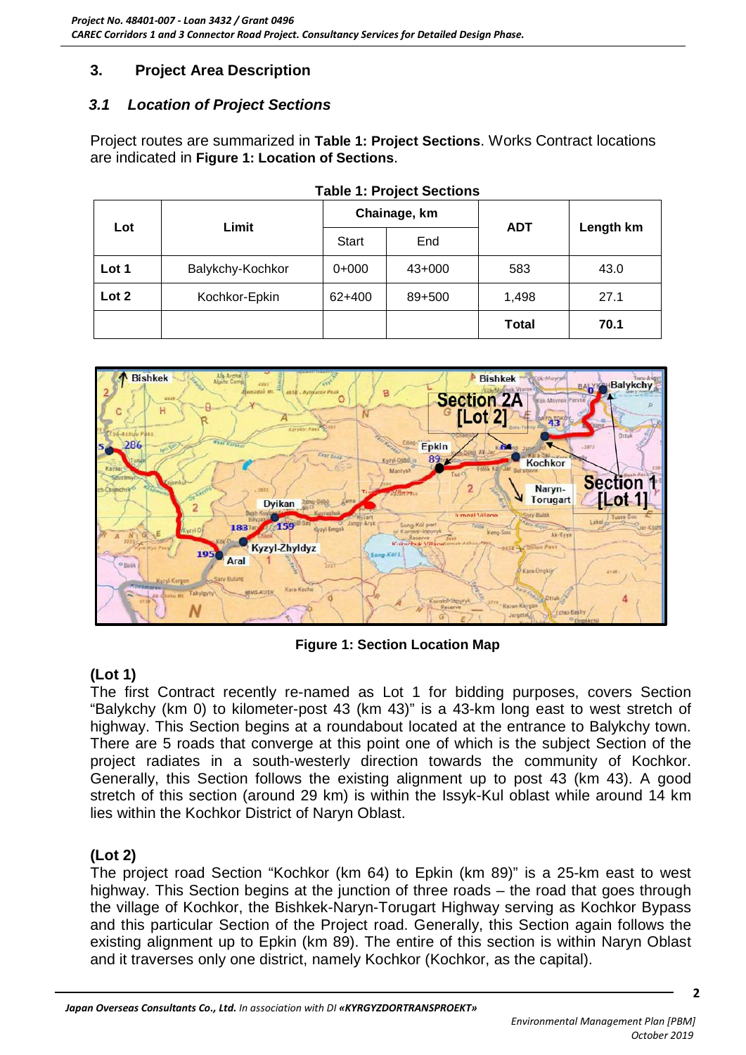## 3. Project Area Description

### *3.1 Location of Project Sections*

Project routes are summarized in **Table 1: Project Sections**. Works Contract locations are indicated in **Figure 1: Location of Sections**.

**Table 1: Project Sections**

| Lot | Limit | Chainage, km | | ADT | Length km |
|---|---|---|---|---|---|
| | | Start | End | | |
| **Lot 1** | Balykchy-Kochkor | 0+000 | 43+000 | 583 | 43.0 |
| **Lot 2** | Kochkor-Epkin | 62+400 | 89+500 | 1,498 | 27.1 |
| | | | | **Total** | **70.1** |

**Figure 1: Section Location Map**

**(Lot 1)**

The first Contract recently re-named as Lot 1 for bidding purposes, covers Section "Balykchy (km 0) to kilometer-post 43 (km 43)" is a 43-km long east to west stretch of highway. This Section begins at a roundabout located at the entrance to Balykchy town. There are 5 roads that converge at this point one of which is the subject Section of the project radiates in a south-westerly direction towards the community of Kochkor. Generally, this Section follows the existing alignment up to post 43 (km 43). A good stretch of this section (around 29 km) is within the Issyk-Kul oblast while around 14 km lies within the Kochkor District of Naryn Oblast.

**(Lot 2)**

The project road Section "Kochkor (km 64) to Epkin (km 89)" is a 25-km east to west highway. This Section begins at the junction of three roads – the road that goes through the village of Kochkor, the Bishkek-Naryn-Torugart Highway serving as Kochkor Bypass and this particular Section of the Project road. Generally, this Section again follows the existing alignment up to Epkin (km 89). The entire of this section is within Naryn Oblast and it traverses only one district, namely Kochkor (Kochkor, as the capital).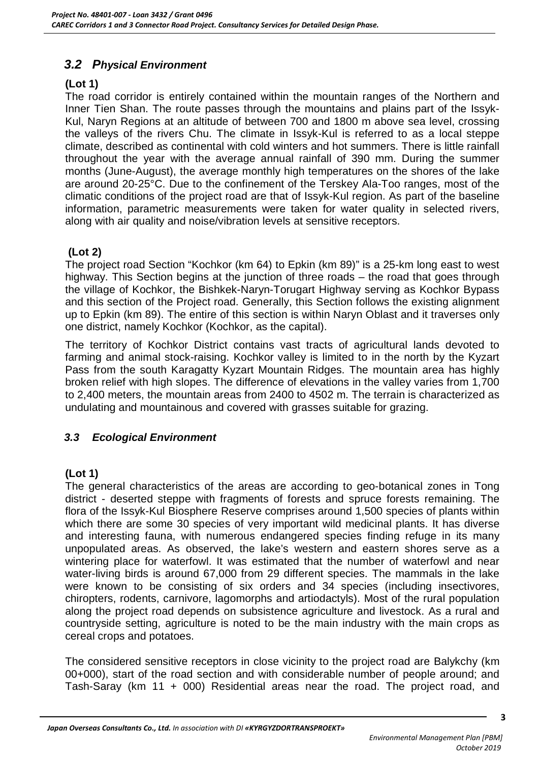## 3.2 Physical Environment

**(Lot 1)**

The road corridor is entirely contained within the mountain ranges of the Northern and Inner Tien Shan. The route passes through the mountains and plains part of the Issyk-Kul, Naryn Regions at an altitude of between 700 and 1800 m above sea level, crossing the valleys of the rivers Chu. The climate in Issyk-Kul is referred to as a local steppe climate, described as continental with cold winters and hot summers. There is little rainfall throughout the year with the average annual rainfall of 390 mm. During the summer months (June-August), the average monthly high temperatures on the shores of the lake are around 20-25°C. Due to the confinement of the Terskey Ala-Too ranges, most of the climatic conditions of the project road are that of Issyk-Kul region. As part of the baseline information, parametric measurements were taken for water quality in selected rivers, along with air quality and noise/vibration levels at sensitive receptors.

**(Lot 2)**

The project road Section "Kochkor (km 64) to Epkin (km 89)" is a 25-km long east to west highway. This Section begins at the junction of three roads – the road that goes through the village of Kochkor, the Bishkek-Naryn-Torugart Highway serving as Kochkor Bypass and this section of the Project road. Generally, this Section follows the existing alignment up to Epkin (km 89). The entire of this section is within Naryn Oblast and it traverses only one district, namely Kochkor (Kochkor, as the capital).

The territory of Kochkor District contains vast tracts of agricultural lands devoted to farming and animal stock-raising. Kochkor valley is limited to in the north by the Kyzart Pass from the south Karagatty Kyzart Mountain Ridges. The mountain area has highly broken relief with high slopes. The difference of elevations in the valley varies from 1,700 to 2,400 meters, the mountain areas from 2400 to 4502 m. The terrain is characterized as undulating and mountainous and covered with grasses suitable for grazing.

## 3.3 Ecological Environment

**(Lot 1)**

The general characteristics of the areas are according to geo-botanical zones in Tong district - deserted steppe with fragments of forests and spruce forests remaining. The flora of the Issyk-Kul Biosphere Reserve comprises around 1,500 species of plants within which there are some 30 species of very important wild medicinal plants. It has diverse and interesting fauna, with numerous endangered species finding refuge in its many unpopulated areas. As observed, the lake's western and eastern shores serve as a wintering place for waterfowl. It was estimated that the number of waterfowl and near water-living birds is around 67,000 from 29 different species. The mammals in the lake were known to be consisting of six orders and 34 species (including insectivores, chiropters, rodents, carnivore, lagomorphs and artiodactyls). Most of the rural population along the project road depends on subsistence agriculture and livestock. As a rural and countryside setting, agriculture is noted to be the main industry with the main crops as cereal crops and potatoes.

The considered sensitive receptors in close vicinity to the project road are Balykchy (km 00+000), start of the road section and with considerable number of people around; and Tash-Saray (km 11 + 000) Residential areas near the road. The project road, and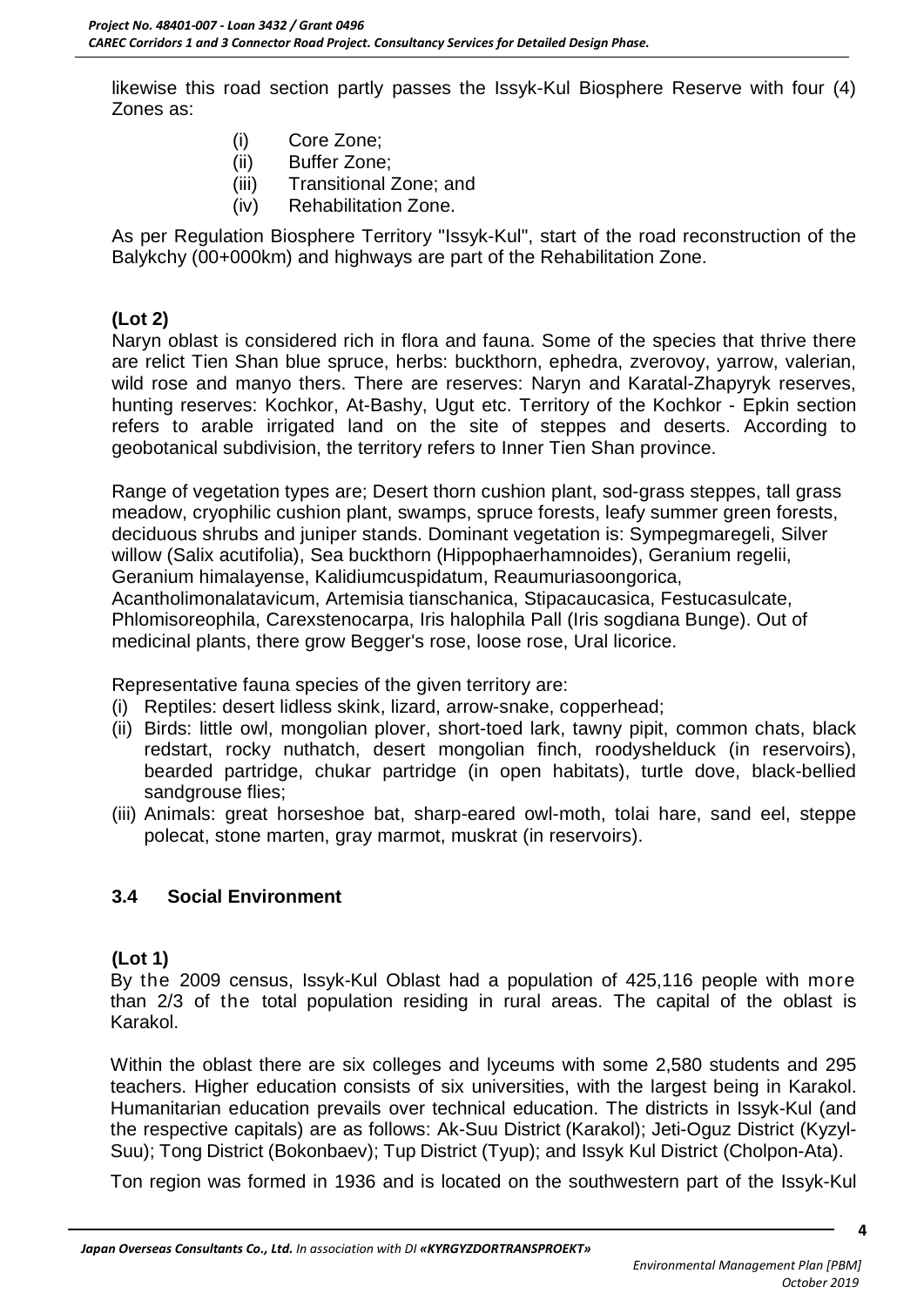likewise this road section partly passes the Issyk-Kul Biosphere Reserve with four (4) Zones as:

(i) Core Zone;
(ii) Buffer Zone;
(iii) Transitional Zone; and
(iv) Rehabilitation Zone.

As per Regulation Biosphere Territory "Issyk-Kul", start of the road reconstruction of the Balykchy (00+000km) and highways are part of the Rehabilitation Zone.

**(Lot 2)**

Naryn oblast is considered rich in flora and fauna. Some of the species that thrive there are relict Tien Shan blue spruce, herbs: buckthorn, ephedra, zverovoy, yarrow, valerian, wild rose and manyo thers. There are reserves: Naryn and Karatal-Zhapyryk reserves, hunting reserves: Kochkor, At-Bashy, Ugut etc. Territory of the Kochkor - Epkin section refers to arable irrigated land on the site of steppes and deserts. According to geobotanical subdivision, the territory refers to Inner Tien Shan province.

Range of vegetation types are; Desert thorn cushion plant, sod-grass steppes, tall grass meadow, cryophilic cushion plant, swamps, spruce forests, leafy summer green forests, deciduous shrubs and juniper stands. Dominant vegetation is: Sympegmaregeli, Silver willow (Salix acutifolia), Sea buckthorn (Hippophaerhamnoides), Geranium regelii, Geranium himalayense, Kalidiumcuspidatum, Reaumuriasoongorica, Acantholimonalatavicum, Artemisia tianschanica, Stipacaucasica, Festucasulcate, Phlomisoreophila, Carexstenocarpa, Iris halophila Pall (Iris sogdiana Bunge). Out of medicinal plants, there grow Begger's rose, loose rose, Ural licorice.

Representative fauna species of the given territory are:

(i) Reptiles: desert lidless skink, lizard, arrow-snake, copperhead;
(ii) Birds: little owl, mongolian plover, short-toed lark, tawny pipit, common chats, black redstart, rocky nuthatch, desert mongolian finch, roodyshelduck (in reservoirs), bearded partridge, chukar partridge (in open habitats), turtle dove, black-bellied sandgrouse flies;
(iii) Animals: great horseshoe bat, sharp-eared owl-moth, tolai hare, sand eel, steppe polecat, stone marten, gray marmot, muskrat (in reservoirs).

### 3.4 Social Environment

**(Lot 1)**

By the 2009 census, Issyk-Kul Oblast had a population of 425,116 people with more than 2/3 of the total population residing in rural areas. The capital of the oblast is Karakol.

Within the oblast there are six colleges and lyceums with some 2,580 students and 295 teachers. Higher education consists of six universities, with the largest being in Karakol. Humanitarian education prevails over technical education. The districts in Issyk-Kul (and the respective capitals) are as follows: Ak-Suu District (Karakol); Jeti-Oguz District (Kyzyl-Suu); Tong District (Bokonbaev); Tup District (Tyup); and Issyk Kul District (Cholpon-Ata).

Ton region was formed in 1936 and is located on the southwestern part of the Issyk-Kul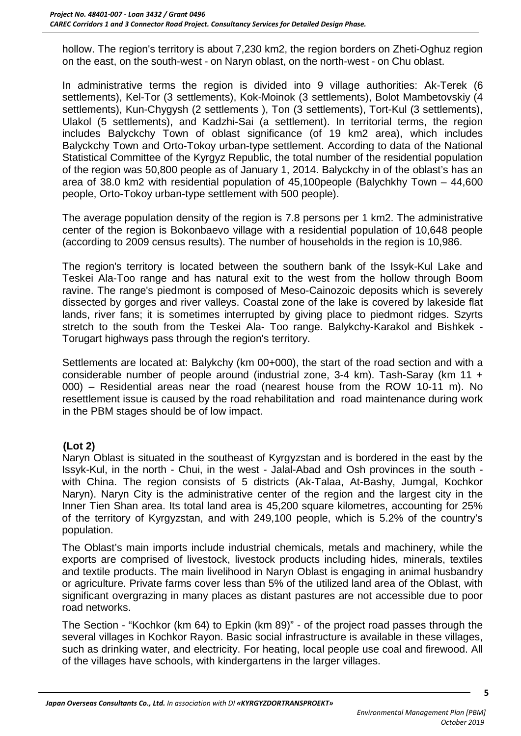hollow. The region's territory is about 7,230 km2, the region borders on Zheti-Oghuz region on the east, on the south-west - on Naryn oblast, on the north-west - on Chu oblast.

In administrative terms the region is divided into 9 village authorities: Ak-Terek (6 settlements), Kel-Tor (3 settlements), Kok-Moinok (3 settlements), Bolot Mambetovskiy (4 settlements), Kun-Chygysh (2 settlements ), Ton (3 settlements), Tort-Kul (3 settlements), Ulakol (5 settlements), and Kadzhi-Sai (a settlement). In territorial terms, the region includes Balyckchy Town of oblast significance (of 19 km2 area), which includes Balyckchy Town and Orto-Tokoy urban-type settlement. According to data of the National Statistical Committee of the Kyrgyz Republic, the total number of the residential population of the region was 50,800 people as of January 1, 2014. Balyckchy in of the oblast's has an area of 38.0 km2 with residential population of 45,100people (Balychkhy Town – 44,600 people, Orto-Tokoy urban-type settlement with 500 people).

The average population density of the region is 7.8 persons per 1 km2. The administrative center of the region is Bokonbaevo village with a residential population of 10,648 people (according to 2009 census results). The number of households in the region is 10,986.

The region's territory is located between the southern bank of the Issyk-Kul Lake and Teskei Ala-Too range and has natural exit to the west from the hollow through Boom ravine. The range's piedmont is composed of Meso-Cainozoic deposits which is severely dissected by gorges and river valleys. Coastal zone of the lake is covered by lakeside flat lands, river fans; it is sometimes interrupted by giving place to piedmont ridges. Szyrts stretch to the south from the Teskei Ala- Too range. Balykchy-Karakol and Bishkek - Torugart highways pass through the region's territory.

Settlements are located at: Balykchy (km 00+000), the start of the road section and with a considerable number of people around (industrial zone, 3-4 km). Tash-Saray (km 11 + 000) – Residential areas near the road (nearest house from the ROW 10-11 m). No resettlement issue is caused by the road rehabilitation and road maintenance during work in the PBM stages should be of low impact.

**(Lot 2)**

Naryn Oblast is situated in the southeast of Kyrgyzstan and is bordered in the east by the Issyk-Kul, in the north - Chui, in the west - Jalal-Abad and Osh provinces in the south - with China. The region consists of 5 districts (Ak-Talaa, At-Bashy, Jumgal, Kochkor Naryn). Naryn City is the administrative center of the region and the largest city in the Inner Tien Shan area. Its total land area is 45,200 square kilometres, accounting for 25% of the territory of Kyrgyzstan, and with 249,100 people, which is 5.2% of the country's population.

The Oblast's main imports include industrial chemicals, metals and machinery, while the exports are comprised of livestock, livestock products including hides, minerals, textiles and textile products. The main livelihood in Naryn Oblast is engaging in animal husbandry or agriculture. Private farms cover less than 5% of the utilized land area of the Oblast, with significant overgrazing in many places as distant pastures are not accessible due to poor road networks.

The Section - "Kochkor (km 64) to Epkin (km 89)" - of the project road passes through the several villages in Kochkor Rayon. Basic social infrastructure is available in these villages, such as drinking water, and electricity. For heating, local people use coal and firewood. All of the villages have schools, with kindergartens in the larger villages.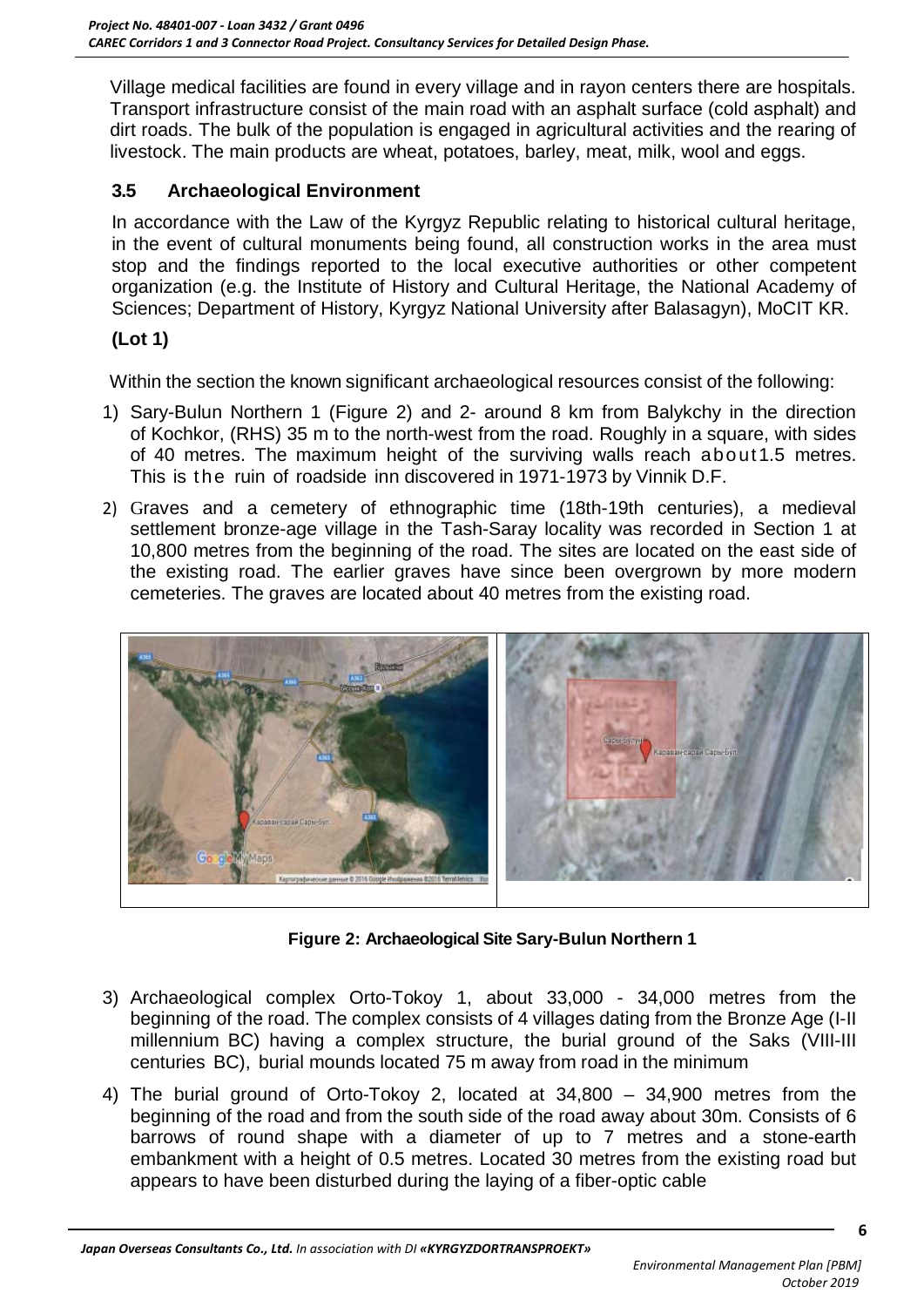Village medical facilities are found in every village and in rayon centers there are hospitals. Transport infrastructure consist of the main road with an asphalt surface (cold asphalt) and dirt roads. The bulk of the population is engaged in agricultural activities and the rearing of livestock. The main products are wheat, potatoes, barley, meat, milk, wool and eggs.

### 3.5 Archaeological Environment

In accordance with the Law of the Kyrgyz Republic relating to historical cultural heritage, in the event of cultural monuments being found, all construction works in the area must stop and the findings reported to the local executive authorities or other competent organization (e.g. the Institute of History and Cultural Heritage, the National Academy of Sciences; Department of History, Kyrgyz National University after Balasagyn), MoCIT KR.

**(Lot 1)**

Within the section the known significant archaeological resources consist of the following:

1) Sary-Bulun Northern 1 (Figure 2) and 2- around 8 km from Balykchy in the direction of Kochkor, (RHS) 35 m to the north-west from the road. Roughly in a square, with sides of 40 metres. The maximum height of the surviving walls reach about1.5 metres. This is the ruin of roadside inn discovered in 1971-1973 by Vinnik D.F.
2) Graves and a cemetery of ethnographic time (18th-19th centuries), a medieval settlement bronze-age village in the Tash-Saray locality was recorded in Section 1 at 10,800 metres from the beginning of the road. The sites are located on the east side of the existing road. The earlier graves have since been overgrown by more modern cemeteries. The graves are located about 40 metres from the existing road.

**Figure 2: Archaeological Site Sary-Bulun Northern 1**

3) Archaeological complex Orto-Tokoy 1, about 33,000 - 34,000 metres from the beginning of the road. The complex consists of 4 villages dating from the Bronze Age (I-II millennium BC) having a complex structure, the burial ground of the Saks (VIII-III centuries BC), burial mounds located 75 m away from road in the minimum
4) The burial ground of Orto-Tokoy 2, located at 34,800 – 34,900 metres from the beginning of the road and from the south side of the road away about 30m. Consists of 6 barrows of round shape with a diameter of up to 7 metres and a stone-earth embankment with a height of 0.5 metres. Located 30 metres from the existing road but appears to have been disturbed during the laying of a fiber-optic cable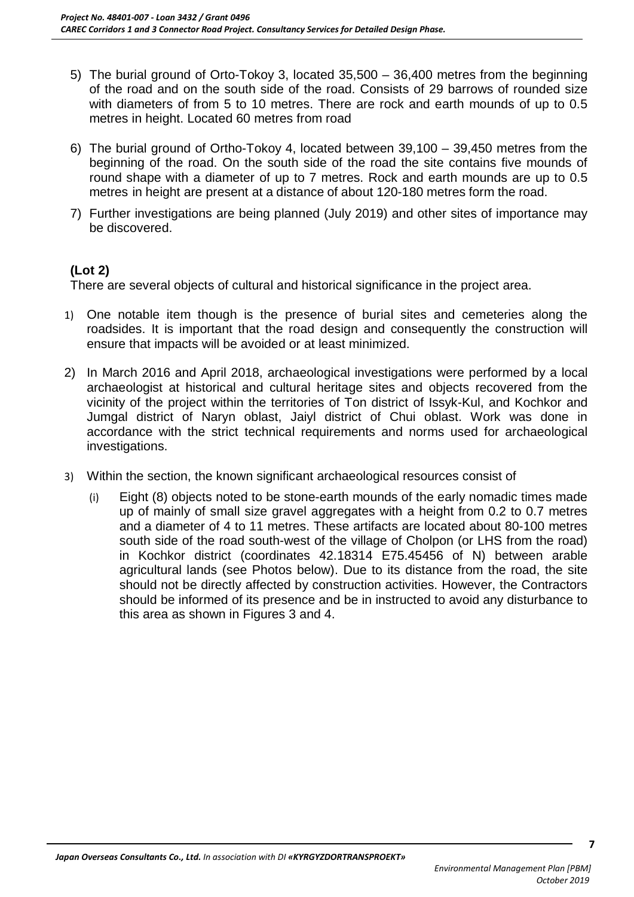5) The burial ground of Orto-Tokoy 3, located 35,500 – 36,400 metres from the beginning of the road and on the south side of the road. Consists of 29 barrows of rounded size with diameters of from 5 to 10 metres. There are rock and earth mounds of up to 0.5 metres in height. Located 60 metres from road

6) The burial ground of Ortho-Tokoy 4, located between 39,100 – 39,450 metres from the beginning of the road. On the south side of the road the site contains five mounds of round shape with a diameter of up to 7 metres. Rock and earth mounds are up to 0.5 metres in height are present at a distance of about 120-180 metres form the road.

7) Further investigations are being planned (July 2019) and other sites of importance may be discovered.

**(Lot 2)**

There are several objects of cultural and historical significance in the project area.

1) One notable item though is the presence of burial sites and cemeteries along the roadsides. It is important that the road design and consequently the construction will ensure that impacts will be avoided or at least minimized.

2) In March 2016 and April 2018, archaeological investigations were performed by a local archaeologist at historical and cultural heritage sites and objects recovered from the vicinity of the project within the territories of Ton district of Issyk-Kul, and Kochkor and Jumgal district of Naryn oblast, Jaiyl district of Chui oblast. Work was done in accordance with the strict technical requirements and norms used for archaeological investigations.

3) Within the section, the known significant archaeological resources consist of

   (i) Eight (8) objects noted to be stone-earth mounds of the early nomadic times made up of mainly of small size gravel aggregates with a height from 0.2 to 0.7 metres and a diameter of 4 to 11 metres. These artifacts are located about 80-100 metres south side of the road south-west of the village of Cholpon (or LHS from the road) in Kochkor district (coordinates 42.18314 E75.45456 of N) between arable agricultural lands (see Photos below). Due to its distance from the road, the site should not be directly affected by construction activities. However, the Contractors should be informed of its presence and be in instructed to avoid any disturbance to this area as shown in Figures 3 and 4.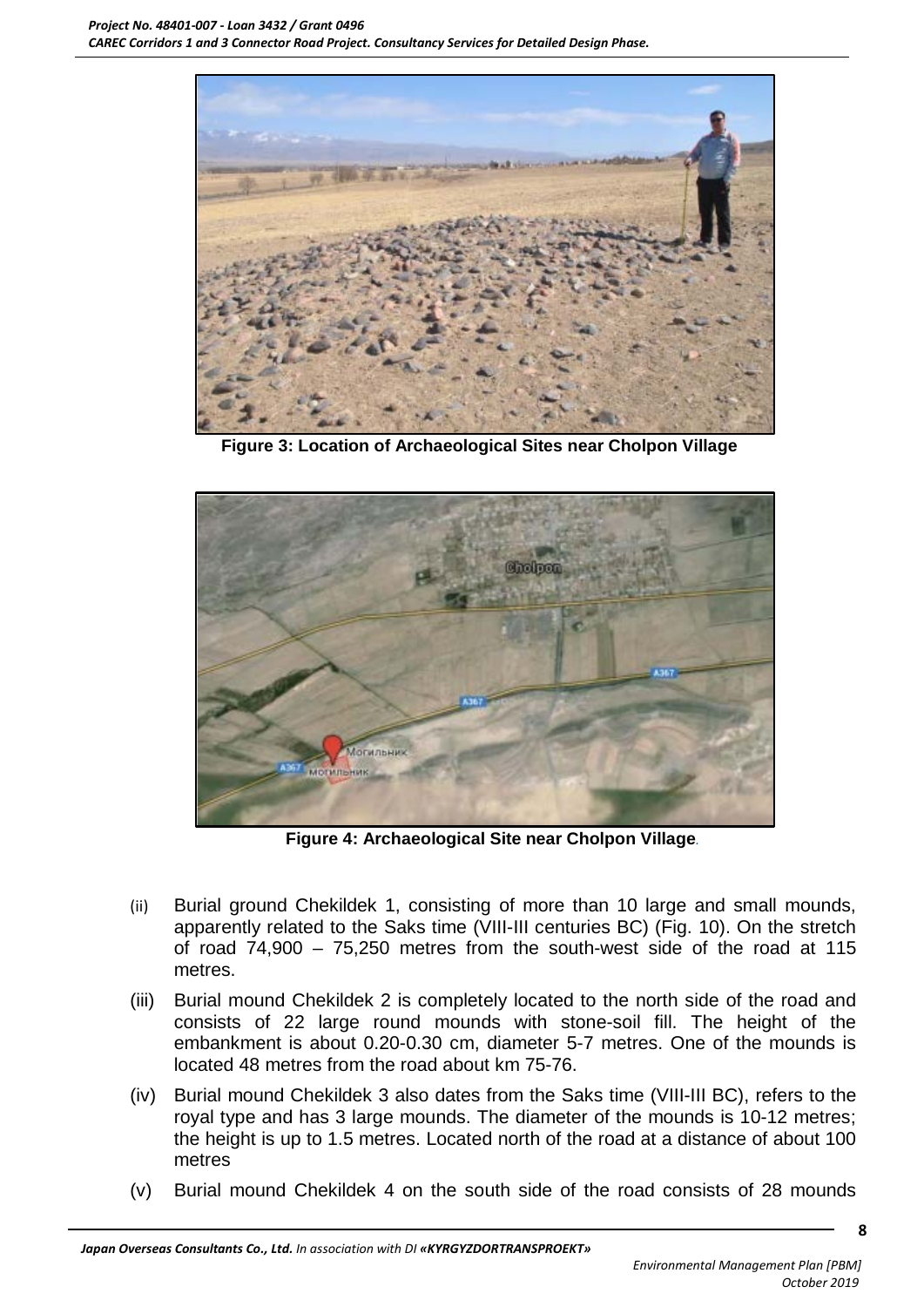Figure 3: Location of Archaeological Sites near Cholpon Village

Figure 4: Archaeological Site near Cholpon Village.

(ii) Burial ground Chekildek 1, consisting of more than 10 large and small mounds, apparently related to the Saks time (VIII-III centuries BC) (Fig. 10). On the stretch of road 74,900 – 75,250 metres from the south-west side of the road at 115 metres.

(iii) Burial mound Chekildek 2 is completely located to the north side of the road and consists of 22 large round mounds with stone-soil fill. The height of the embankment is about 0.20-0.30 cm, diameter 5-7 metres. One of the mounds is located 48 metres from the road about km 75-76.

(iv) Burial mound Chekildek 3 also dates from the Saks time (VIII-III BC), refers to the royal type and has 3 large mounds. The diameter of the mounds is 10-12 metres; the height is up to 1.5 metres. Located north of the road at a distance of about 100 metres

(v) Burial mound Chekildek 4 on the south side of the road consists of 28 mounds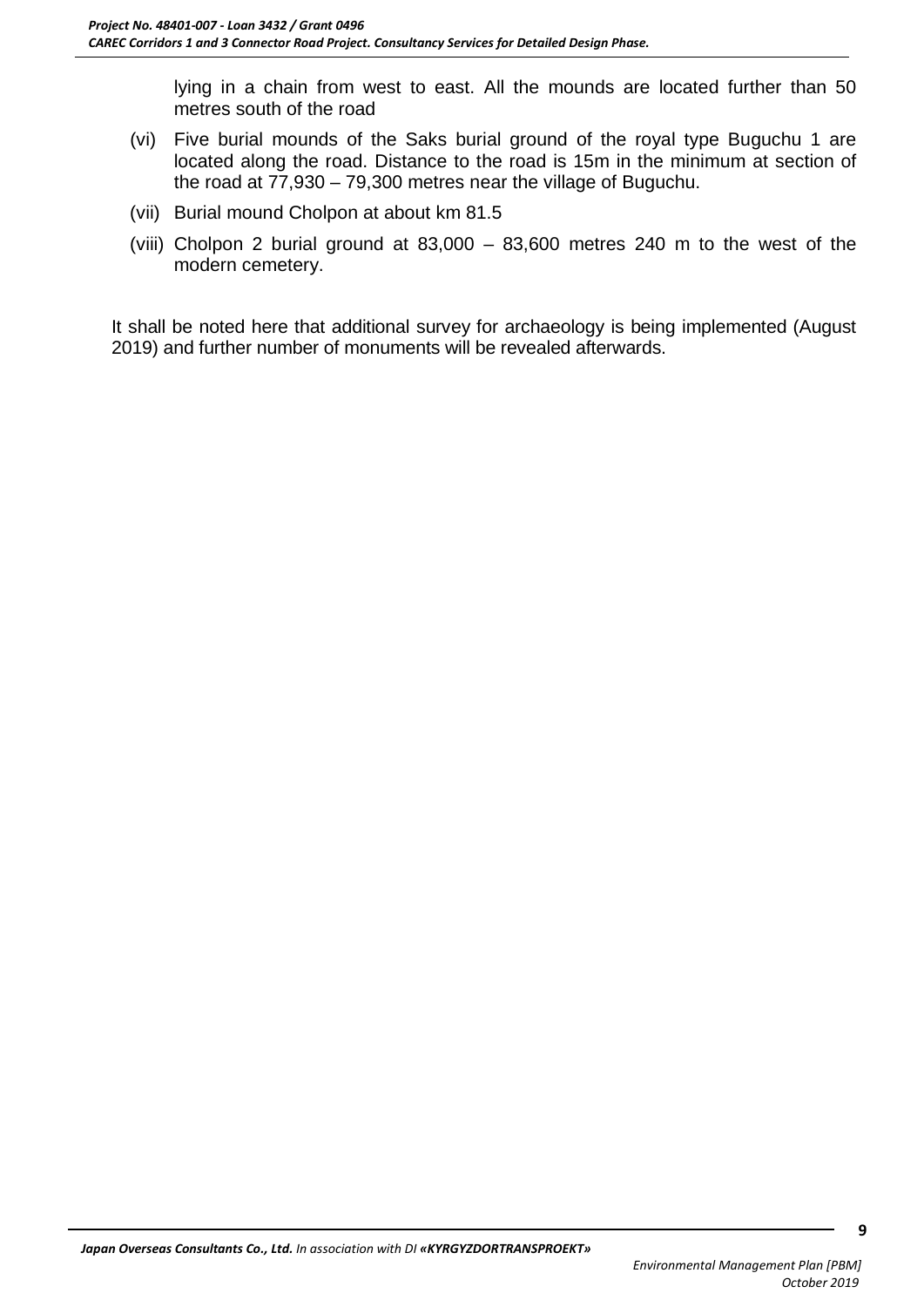lying in a chain from west to east. All the mounds are located further than 50 metres south of the road

(vi) Five burial mounds of the Saks burial ground of the royal type Buguchu 1 are located along the road. Distance to the road is 15m in the minimum at section of the road at 77,930 – 79,300 metres near the village of Buguchu.

(vii) Burial mound Cholpon at about km 81.5

(viii) Cholpon 2 burial ground at 83,000 – 83,600 metres 240 m to the west of the modern cemetery.

It shall be noted here that additional survey for archaeology is being implemented (August 2019) and further number of monuments will be revealed afterwards.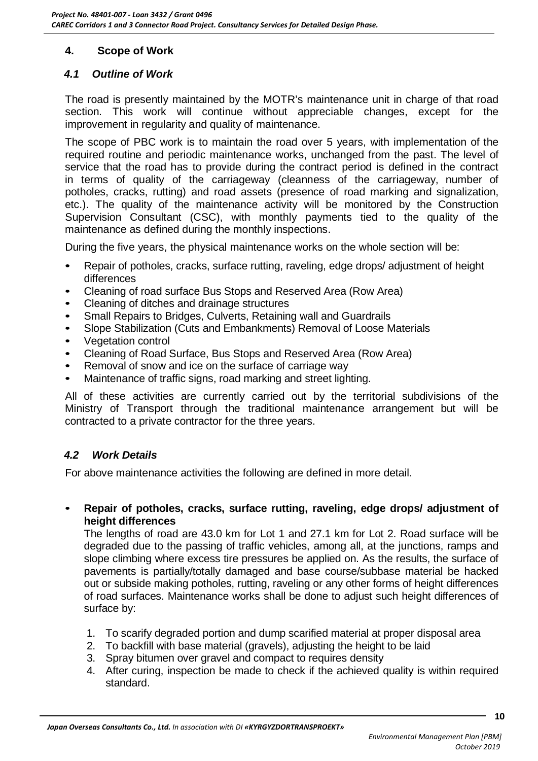## 4. Scope of Work

### *4.1 Outline of Work*

The road is presently maintained by the MOTR's maintenance unit in charge of that road section. This work will continue without appreciable changes, except for the improvement in regularity and quality of maintenance.

The scope of PBC work is to maintain the road over 5 years, with implementation of the required routine and periodic maintenance works, unchanged from the past. The level of service that the road has to provide during the contract period is defined in the contract in terms of quality of the carriageway (cleanness of the carriageway, number of potholes, cracks, rutting) and road assets (presence of road marking and signalization, etc.). The quality of the maintenance activity will be monitored by the Construction Supervision Consultant (CSC), with monthly payments tied to the quality of the maintenance as defined during the monthly inspections.

During the five years, the physical maintenance works on the whole section will be:

- Repair of potholes, cracks, surface rutting, raveling, edge drops/ adjustment of height differences
- Cleaning of road surface Bus Stops and Reserved Area (Row Area)
- Cleaning of ditches and drainage structures
- Small Repairs to Bridges, Culverts, Retaining wall and Guardrails
- Slope Stabilization (Cuts and Embankments) Removal of Loose Materials
- Vegetation control
- Cleaning of Road Surface, Bus Stops and Reserved Area (Row Area)
- Removal of snow and ice on the surface of carriage way
- Maintenance of traffic signs, road marking and street lighting.

All of these activities are currently carried out by the territorial subdivisions of the Ministry of Transport through the traditional maintenance arrangement but will be contracted to a private contractor for the three years.

### *4.2 Work Details*

For above maintenance activities the following are defined in more detail.

- **Repair of potholes, cracks, surface rutting, raveling, edge drops/ adjustment of height differences**

  The lengths of road are 43.0 km for Lot 1 and 27.1 km for Lot 2. Road surface will be degraded due to the passing of traffic vehicles, among all, at the junctions, ramps and slope climbing where excess tire pressures be applied on. As the results, the surface of pavements is partially/totally damaged and base course/subbase material be hacked out or subside making potholes, rutting, raveling or any other forms of height differences of road surfaces. Maintenance works shall be done to adjust such height differences of surface by:

  1. To scarify degraded portion and dump scarified material at proper disposal area
  2. To backfill with base material (gravels), adjusting the height to be laid
  3. Spray bitumen over gravel and compact to requires density
  4. After curing, inspection be made to check if the achieved quality is within required standard.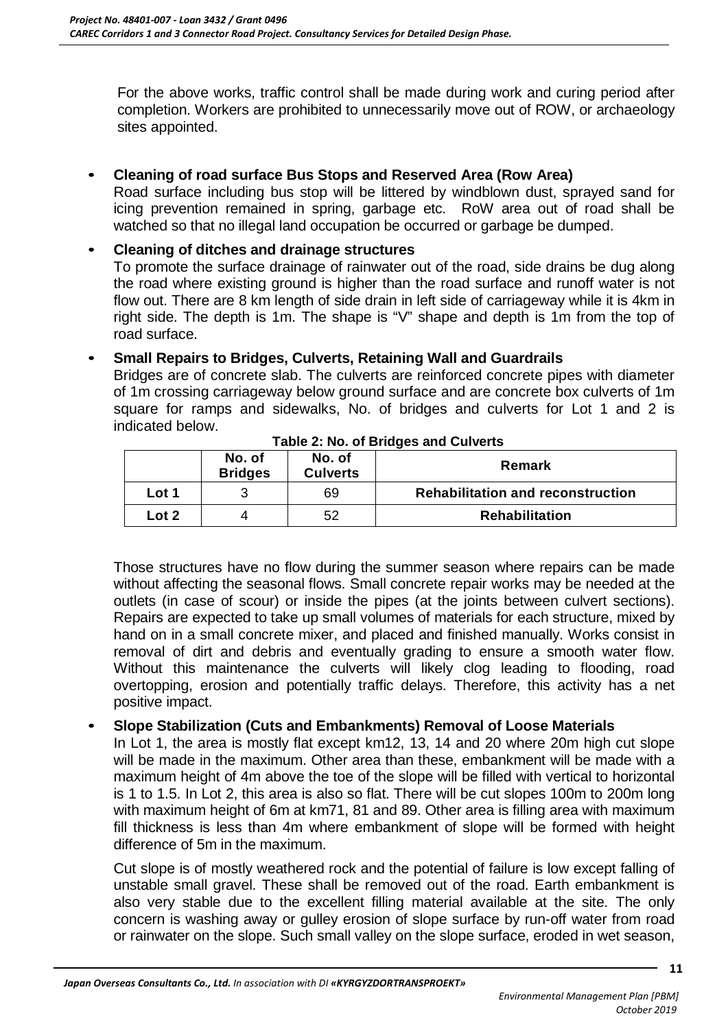For the above works, traffic control shall be made during work and curing period after completion. Workers are prohibited to unnecessarily move out of ROW, or archaeology sites appointed.

- **Cleaning of road surface Bus Stops and Reserved Area (Row Area)**
  Road surface including bus stop will be littered by windblown dust, sprayed sand for icing prevention remained in spring, garbage etc. RoW area out of road shall be watched so that no illegal land occupation be occurred or garbage be dumped.

- **Cleaning of ditches and drainage structures**
  To promote the surface drainage of rainwater out of the road, side drains be dug along the road where existing ground is higher than the road surface and runoff water is not flow out. There are 8 km length of side drain in left side of carriageway while it is 4km in right side. The depth is 1m. The shape is "V" shape and depth is 1m from the top of road surface.

- **Small Repairs to Bridges, Culverts, Retaining Wall and Guardrails**
  Bridges are of concrete slab. The culverts are reinforced concrete pipes with diameter of 1m crossing carriageway below ground surface and are concrete box culverts of 1m square for ramps and sidewalks, No. of bridges and culverts for Lot 1 and 2 is indicated below.

**Table 2: No. of Bridges and Culverts**

| | No. of Bridges | No. of Culverts | Remark |
|---|---|---|---|
| **Lot 1** | 3 | 69 | **Rehabilitation and reconstruction** |
| **Lot 2** | 4 | 52 | **Rehabilitation** |

Those structures have no flow during the summer season where repairs can be made without affecting the seasonal flows. Small concrete repair works may be needed at the outlets (in case of scour) or inside the pipes (at the joints between culvert sections). Repairs are expected to take up small volumes of materials for each structure, mixed by hand on in a small concrete mixer, and placed and finished manually. Works consist in removal of dirt and debris and eventually grading to ensure a smooth water flow. Without this maintenance the culverts will likely clog leading to flooding, road overtopping, erosion and potentially traffic delays. Therefore, this activity has a net positive impact.

- **Slope Stabilization (Cuts and Embankments) Removal of Loose Materials**
  In Lot 1, the area is mostly flat except km12, 13, 14 and 20 where 20m high cut slope will be made in the maximum. Other area than these, embankment will be made with a maximum height of 4m above the toe of the slope will be filled with vertical to horizontal is 1 to 1.5. In Lot 2, this area is also so flat. There will be cut slopes 100m to 200m long with maximum height of 6m at km71, 81 and 89. Other area is filling area with maximum fill thickness is less than 4m where embankment of slope will be formed with height difference of 5m in the maximum.

  Cut slope is of mostly weathered rock and the potential of failure is low except falling of unstable small gravel. These shall be removed out of the road. Earth embankment is also very stable due to the excellent filling material available at the site. The only concern is washing away or gulley erosion of slope surface by run-off water from road or rainwater on the slope. Such small valley on the slope surface, eroded in wet season,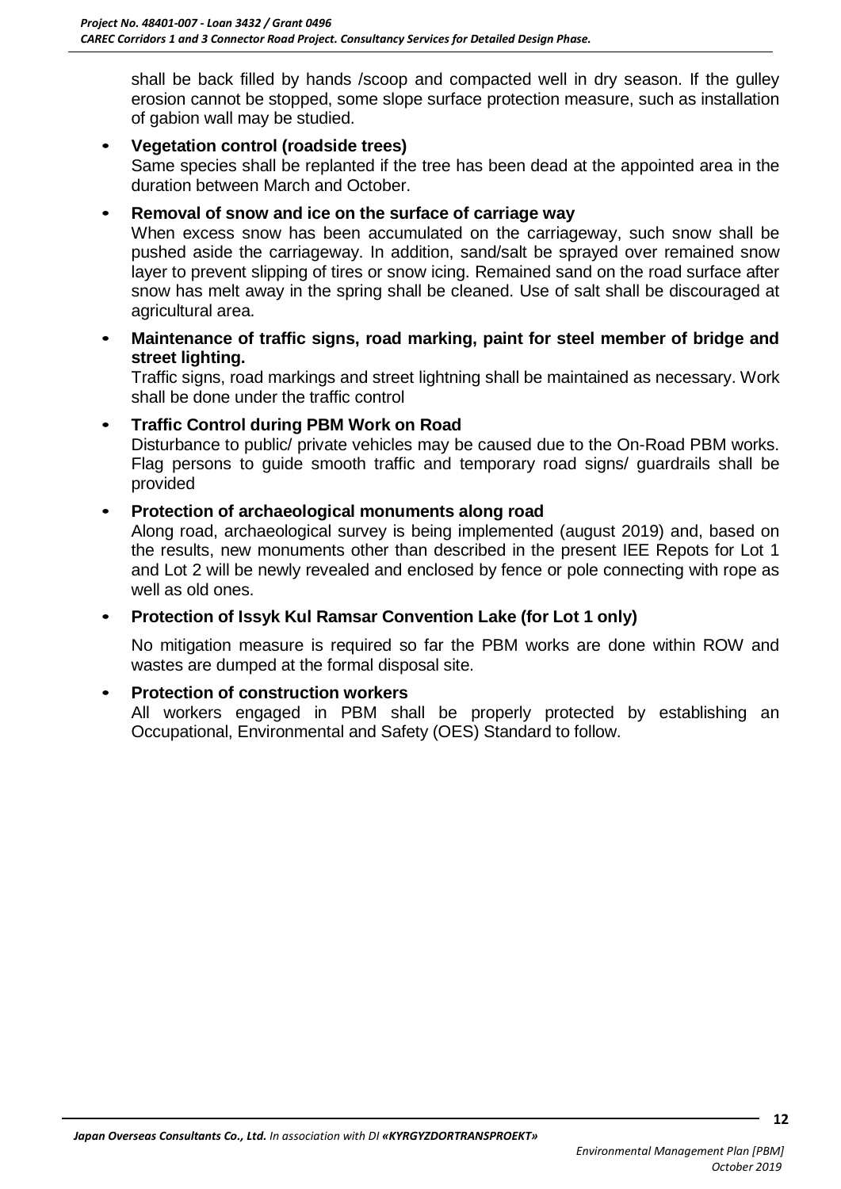shall be back filled by hands /scoop and compacted well in dry season. If the gulley erosion cannot be stopped, some slope surface protection measure, such as installation of gabion wall may be studied.

- **Vegetation control (roadside trees)**
  Same species shall be replanted if the tree has been dead at the appointed area in the duration between March and October.

- **Removal of snow and ice on the surface of carriage way**
  When excess snow has been accumulated on the carriageway, such snow shall be pushed aside the carriageway. In addition, sand/salt be sprayed over remained snow layer to prevent slipping of tires or snow icing. Remained sand on the road surface after snow has melt away in the spring shall be cleaned. Use of salt shall be discouraged at agricultural area.

- **Maintenance of traffic signs, road marking, paint for steel member of bridge and street lighting.**
  Traffic signs, road markings and street lightning shall be maintained as necessary. Work shall be done under the traffic control

- **Traffic Control during PBM Work on Road**
  Disturbance to public/ private vehicles may be caused due to the On-Road PBM works. Flag persons to guide smooth traffic and temporary road signs/ guardrails shall be provided

- **Protection of archaeological monuments along road**
  Along road, archaeological survey is being implemented (august 2019) and, based on the results, new monuments other than described in the present IEE Repots for Lot 1 and Lot 2 will be newly revealed and enclosed by fence or pole connecting with rope as well as old ones.

- **Protection of Issyk Kul Ramsar Convention Lake (for Lot 1 only)**

  No mitigation measure is required so far the PBM works are done within ROW and wastes are dumped at the formal disposal site.

- **Protection of construction workers**
  All workers engaged in PBM shall be properly protected by establishing an Occupational, Environmental and Safety (OES) Standard to follow.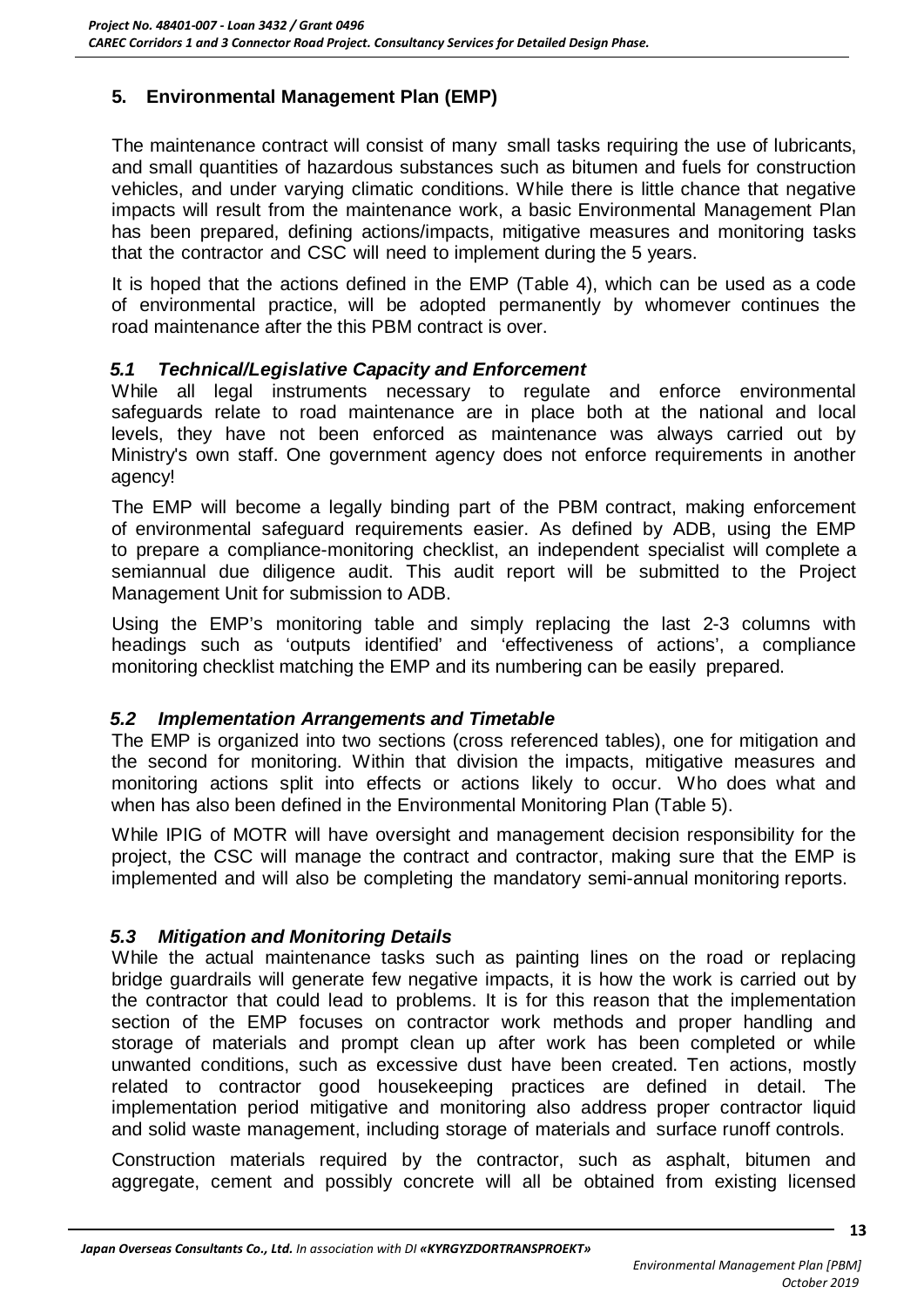## 5. Environmental Management Plan (EMP)

The maintenance contract will consist of many small tasks requiring the use of lubricants, and small quantities of hazardous substances such as bitumen and fuels for construction vehicles, and under varying climatic conditions. While there is little chance that negative impacts will result from the maintenance work, a basic Environmental Management Plan has been prepared, defining actions/impacts, mitigative measures and monitoring tasks that the contractor and CSC will need to implement during the 5 years.

It is hoped that the actions defined in the EMP (Table 4), which can be used as a code of environmental practice, will be adopted permanently by whomever continues the road maintenance after the this PBM contract is over.

### *5.1 Technical/Legislative Capacity and Enforcement*

While all legal instruments necessary to regulate and enforce environmental safeguards relate to road maintenance are in place both at the national and local levels, they have not been enforced as maintenance was always carried out by Ministry's own staff. One government agency does not enforce requirements in another agency!

The EMP will become a legally binding part of the PBM contract, making enforcement of environmental safeguard requirements easier. As defined by ADB, using the EMP to prepare a compliance-monitoring checklist, an independent specialist will complete a semiannual due diligence audit. This audit report will be submitted to the Project Management Unit for submission to ADB.

Using the EMP's monitoring table and simply replacing the last 2-3 columns with headings such as 'outputs identified' and 'effectiveness of actions', a compliance monitoring checklist matching the EMP and its numbering can be easily prepared.

### *5.2 Implementation Arrangements and Timetable*

The EMP is organized into two sections (cross referenced tables), one for mitigation and the second for monitoring. Within that division the impacts, mitigative measures and monitoring actions split into effects or actions likely to occur. Who does what and when has also been defined in the Environmental Monitoring Plan (Table 5).

While IPIG of MOTR will have oversight and management decision responsibility for the project, the CSC will manage the contract and contractor, making sure that the EMP is implemented and will also be completing the mandatory semi-annual monitoring reports.

### *5.3 Mitigation and Monitoring Details*

While the actual maintenance tasks such as painting lines on the road or replacing bridge guardrails will generate few negative impacts, it is how the work is carried out by the contractor that could lead to problems. It is for this reason that the implementation section of the EMP focuses on contractor work methods and proper handling and storage of materials and prompt clean up after work has been completed or while unwanted conditions, such as excessive dust have been created. Ten actions, mostly related to contractor good housekeeping practices are defined in detail. The implementation period mitigative and monitoring also address proper contractor liquid and solid waste management, including storage of materials and surface runoff controls.

Construction materials required by the contractor, such as asphalt, bitumen and aggregate, cement and possibly concrete will all be obtained from existing licensed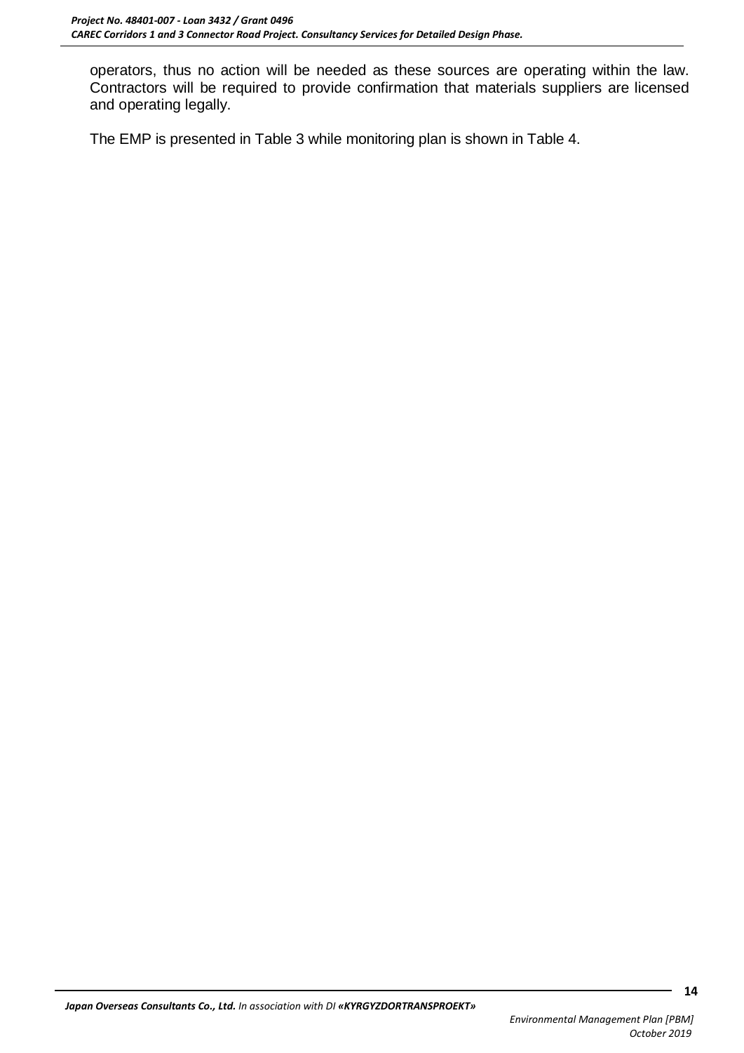operators, thus no action will be needed as these sources are operating within the law. Contractors will be required to provide confirmation that materials suppliers are licensed and operating legally.

The EMP is presented in Table 3 while monitoring plan is shown in Table 4.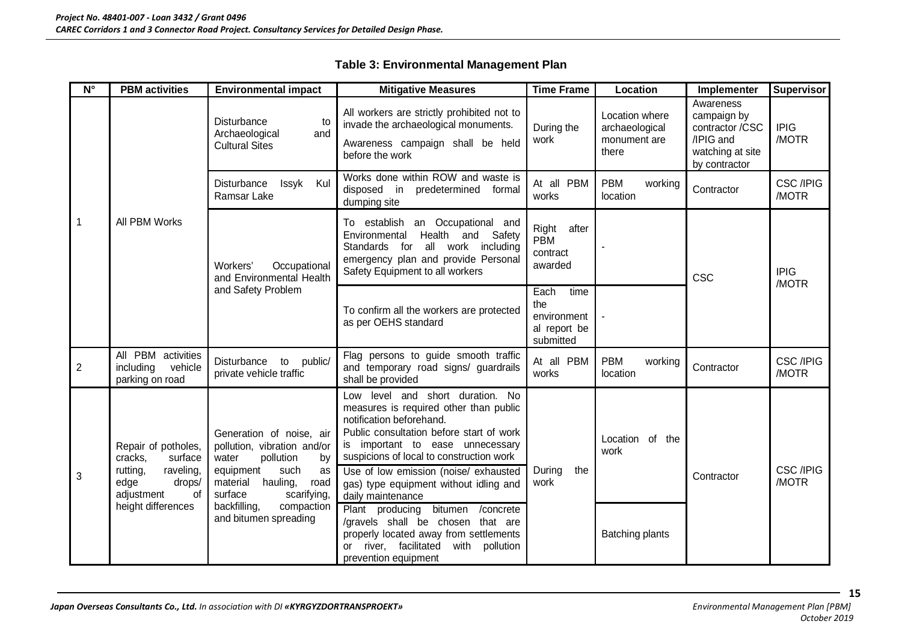**Table 3: Environmental Management Plan**

| N° | PBM activities | Environmental impact | Mitigative Measures | Time Frame | Location | Implementer | Supervisor |
|---|---|---|---|---|---|---|---|
| 1 | All PBM Works | Disturbance to Archaeological and Cultural Sites | All workers are strictly prohibited not to invade the archaeological monuments. Awareness campaign shall be held before the work | During the work | Location where archaeological monument are there | Awareness campaign by contractor /CSC /IPIG and watching at site by contractor | IPIG /MOTR |
| | | Disturbance Issyk Kul Ramsar Lake | Works done within ROW and waste is disposed in predetermined formal dumping site | At all PBM works | PBM working location | Contractor | CSC /IPIG /MOTR |
| | | Workers' Occupational and Environmental Health and Safety Problem | To establish an Occupational and Environmental Health and Safety Standards for all work including emergency plan and provide Personal Safety Equipment to all workers | Right after PBM contract awarded | - | CSC | IPIG /MOTR |
| | | | To confirm all the workers are protected as per OEHS standard | Each time the environment al report be submitted | - | | |
| 2 | All PBM activities including vehicle parking on road | Disturbance to public/ private vehicle traffic | Flag persons to guide smooth traffic and temporary road signs/ guardrails shall be provided | At all PBM works | PBM working location | Contractor | CSC /IPIG /MOTR |
| 3 | Repair of potholes, cracks, surface rutting, raveling, edge drops/ adjustment of height differences | Generation of noise, air pollution, vibration and/or water pollution by equipment such as material hauling, road surface scarifying, backfilling, compaction and bitumen spreading | Low level and short duration. No measures is required other than public notification beforehand. Public consultation before start of work is important to ease unnecessary suspicions of local to construction work | During the work | Location of the work | Contractor | CSC /IPIG /MOTR |
| | | | Use of low emission (noise/ exhausted gas) type equipment without idling and daily maintenance | | | | |
| | | | Plant producing bitumen /concrete /gravels shall be chosen that are properly located away from settlements or river, facilitated with pollution prevention equipment | | Batching plants | | |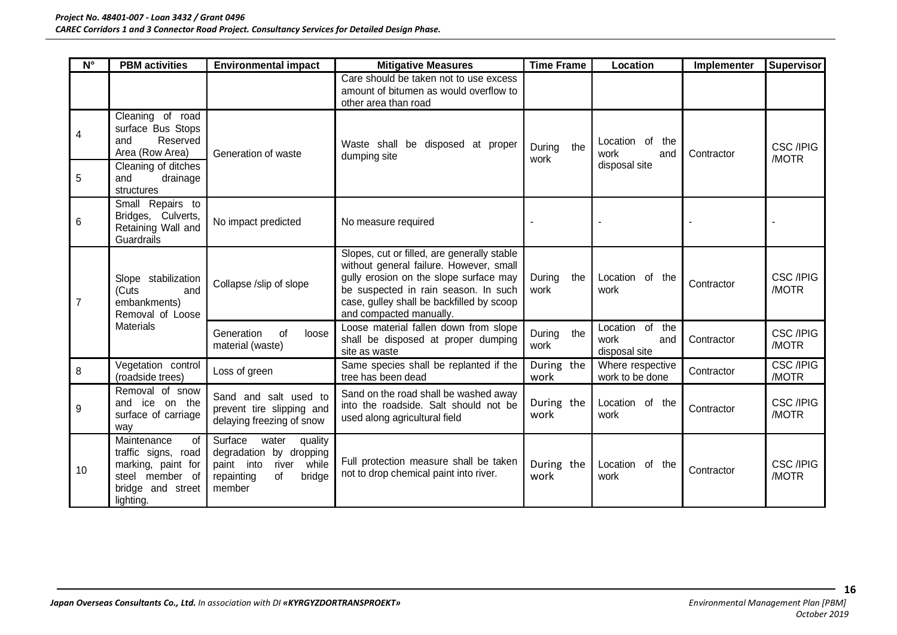| N° | PBM activities | Environmental impact | Mitigative Measures | Time Frame | Location | Implementer | Supervisor |
|---|---|---|---|---|---|---|---|
| | | | Care should be taken not to use excess amount of bitumen as would overflow to other area than road | | | | |
| 4 | Cleaning of road surface Bus Stops and Reserved Area (Row Area) | Generation of waste | Waste shall be disposed at proper dumping site | During the work | Location of the work and disposal site | Contractor | CSC /IPIG /MOTR |
| 5 | Cleaning of ditches and drainage structures | | | | | | |
| 6 | Small Repairs to Bridges, Culverts, Retaining Wall and Guardrails | No impact predicted | No measure required | - | - | - | - |
| 7 | Slope stabilization (Cuts and embankments) Removal of Loose Materials | Collapse /slip of slope | Slopes, cut or filled, are generally stable without general failure. However, small gully erosion on the slope surface may be suspected in rain season. In such case, gulley shall be backfilled by scoop and compacted manually. | During the work | Location of the work | Contractor | CSC /IPIG /MOTR |
| | | Generation of loose material (waste) | Loose material fallen down from slope shall be disposed at proper dumping site as waste | During the work | Location of the work and disposal site | Contractor | CSC /IPIG /MOTR |
| 8 | Vegetation control (roadside trees) | Loss of green | Same species shall be replanted if the tree has been dead | During the work | Where respective work to be done | Contractor | CSC /IPIG /MOTR |
| 9 | Removal of snow and ice on the surface of carriage way | Sand and salt used to prevent tire slipping and delaying freezing of snow | Sand on the road shall be washed away into the roadside. Salt should not be used along agricultural field | During the work | Location of the work | Contractor | CSC /IPIG /MOTR |
| 10 | Maintenance of traffic signs, road marking, paint for steel member of bridge and street lighting. | Surface water quality degradation by dropping paint into river while repainting of bridge member | Full protection measure shall be taken not to drop chemical paint into river. | During the work | Location of the work | Contractor | CSC /IPIG /MOTR |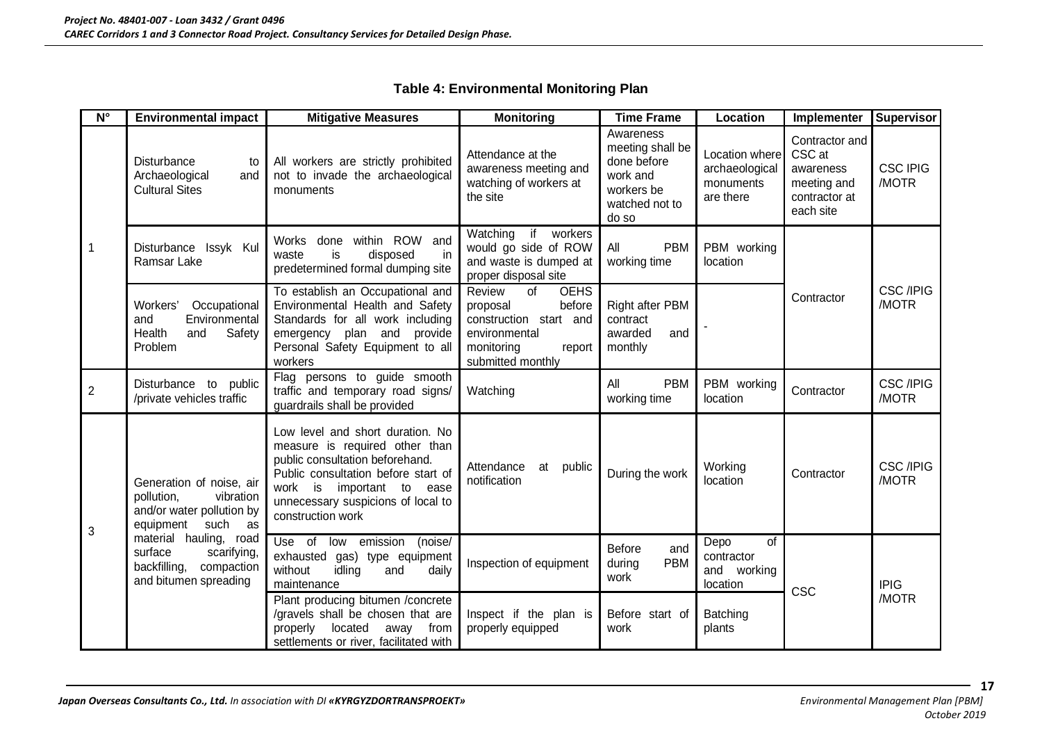**Table 4: Environmental Monitoring Plan**

| N° | Environmental impact | Mitigative Measures | Monitoring | Time Frame | Location | Implementer | Supervisor |
|---|---|---|---|---|---|---|---|
| 1 | Disturbance to Archaeological and Cultural Sites | All workers are strictly prohibited not to invade the archaeological monuments | Attendance at the awareness meeting and watching of workers at the site | Awareness meeting shall be done before work and workers be watched not to do so | Location where archaeological monuments are there | Contractor and CSC at awareness meeting and contractor at each site | CSC IPIG /MOTR |
| | Disturbance Issyk Kul Ramsar Lake | Works done within ROW and waste is disposed in predetermined formal dumping site | Watching if workers would go side of ROW and waste is dumped at proper disposal site | All PBM working time | PBM working location | Contractor | CSC /IPIG /MOTR |
| | Workers' Occupational and Environmental Health and Safety Problem | To establish an Occupational and Environmental Health and Safety Standards for all work including emergency plan and provide Personal Safety Equipment to all workers | Review of OEHS proposal before construction start and environmental monitoring report submitted monthly | Right after PBM contract awarded and monthly | - | | |
| 2 | Disturbance to public /private vehicles traffic | Flag persons to guide smooth traffic and temporary road signs/ guardrails shall be provided | Watching | All PBM working time | PBM working location | Contractor | CSC /IPIG /MOTR |
| 3 | Generation of noise, air pollution, vibration and/or water pollution by equipment such as material hauling, road surface scarifying, backfilling, compaction and bitumen spreading | Low level and short duration. No measure is required other than public consultation beforehand. Public consultation before start of work is important to ease unnecessary suspicions of local to construction work | Attendance at public notification | During the work | Working location | Contractor | CSC /IPIG /MOTR |
| | | Use of low emission (noise/ exhausted gas) type equipment without idling and daily maintenance | Inspection of equipment | Before and during PBM work | Depo of contractor and working location | CSC | IPIG /MOTR |
| | | Plant producing bitumen /concrete /gravels shall be chosen that are properly located away from settlements or river, facilitated with | Inspect if the plan is properly equipped | Before start of work | Batching plants | | |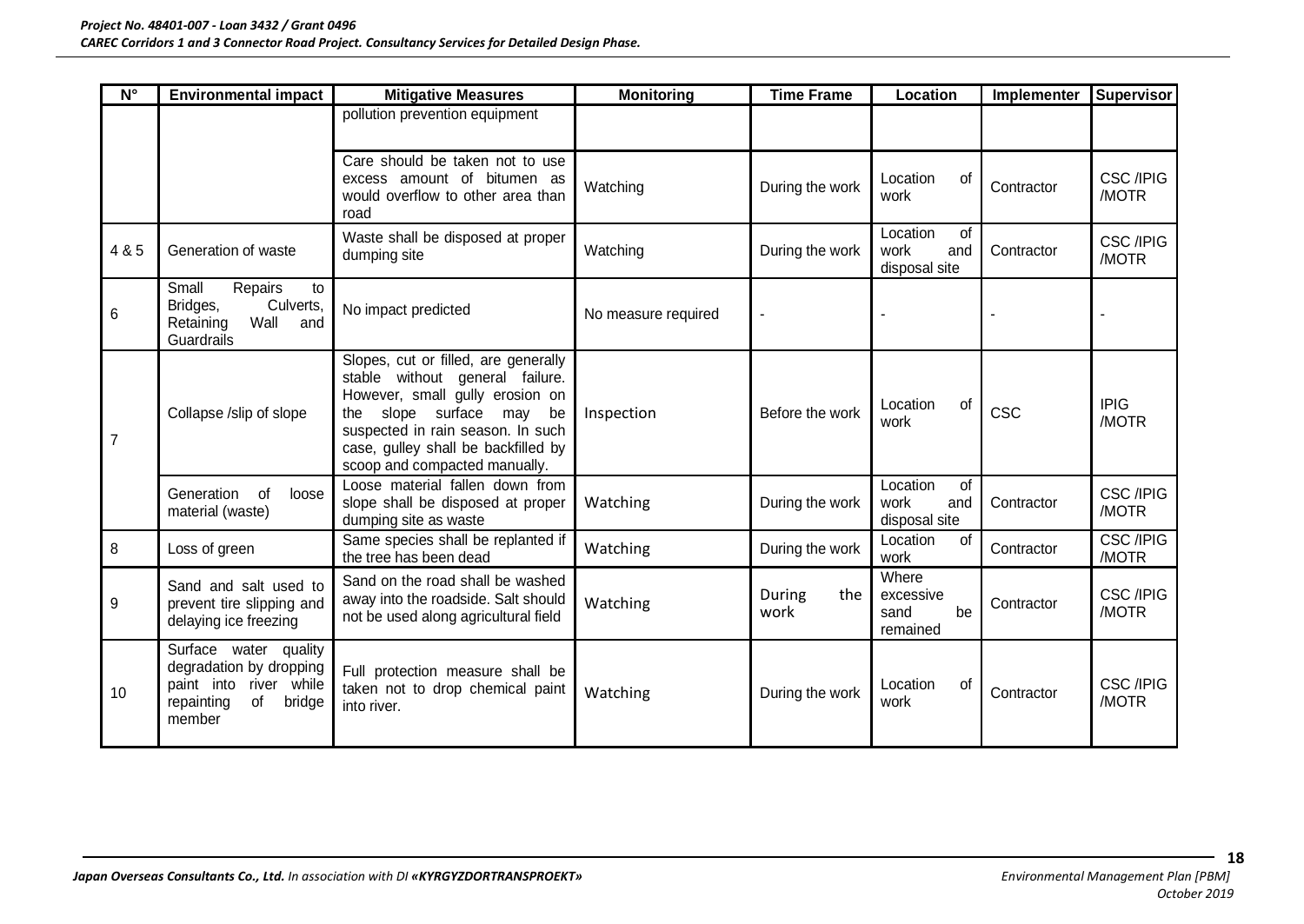| N° | Environmental impact | Mitigative Measures | Monitoring | Time Frame | Location | Implementer | Supervisor |
|---|---|---|---|---|---|---|---|
| | | pollution prevention equipment | | | | | |
| | | Care should be taken not to use excess amount of bitumen as would overflow to other area than road | Watching | During the work | Location of work | Contractor | CSC /IPIG /MOTR |
| 4 & 5 | Generation of waste | Waste shall be disposed at proper dumping site | Watching | During the work | Location of work and disposal site | Contractor | CSC /IPIG /MOTR |
| 6 | Small Repairs to Bridges, Culverts, Retaining Wall and Guardrails | No impact predicted | No measure required | - | - | - | - |
| 7 | Collapse /slip of slope | Slopes, cut or filled, are generally stable without general failure. However, small gully erosion on the slope surface may be suspected in rain season. In such case, gulley shall be backfilled by scoop and compacted manually. | Inspection | Before the work | Location of work | CSC | IPIG /MOTR |
| | Generation of loose material (waste) | Loose material fallen down from slope shall be disposed at proper dumping site as waste | Watching | During the work | Location of work and disposal site | Contractor | CSC /IPIG /MOTR |
| 8 | Loss of green | Same species shall be replanted if the tree has been dead | Watching | During the work | Location of work | Contractor | CSC /IPIG /MOTR |
| 9 | Sand and salt used to prevent tire slipping and delaying ice freezing | Sand on the road shall be washed away into the roadside. Salt should not be used along agricultural field | Watching | During the work | Where excessive sand be remained | Contractor | CSC /IPIG /MOTR |
| 10 | Surface water quality degradation by dropping paint into river while repainting of bridge member | Full protection measure shall be taken not to drop chemical paint into river. | Watching | During the work | Location of work | Contractor | CSC /IPIG /MOTR |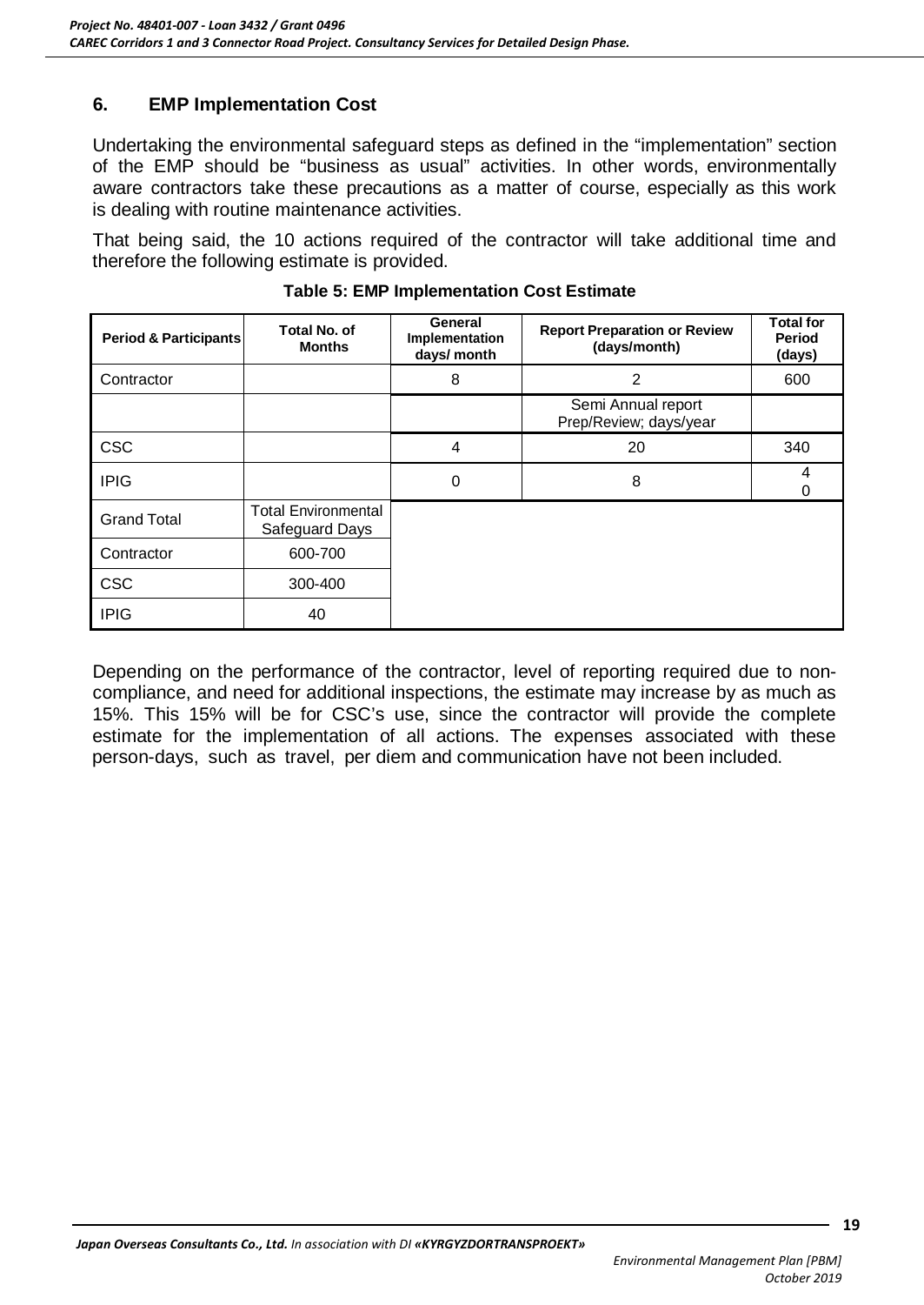## 6. EMP Implementation Cost

Undertaking the environmental safeguard steps as defined in the "implementation" section of the EMP should be "business as usual" activities. In other words, environmentally aware contractors take these precautions as a matter of course, especially as this work is dealing with routine maintenance activities.

That being said, the 10 actions required of the contractor will take additional time and therefore the following estimate is provided.

**Table 5: EMP Implementation Cost Estimate**

| Period & Participants | Total No. of Months | General Implementation days/ month | Report Preparation or Review (days/month) | Total for Period (days) |
|---|---|---|---|---|
| Contractor | | 8 | 2 | 600 |
| | | | Semi Annual report Prep/Review; days/year | |
| CSC | | 4 | 20 | 340 |
| IPIG | | 0 | 8 | 40 |
| Grand Total | Total Environmental Safeguard Days | | | |
| Contractor | 600-700 | | | |
| CSC | 300-400 | | | |
| IPIG | 40 | | | |

Depending on the performance of the contractor, level of reporting required due to non-compliance, and need for additional inspections, the estimate may increase by as much as 15%. This 15% will be for CSC's use, since the contractor will provide the complete estimate for the implementation of all actions. The expenses associated with these person-days, such as travel, per diem and communication have not been included.